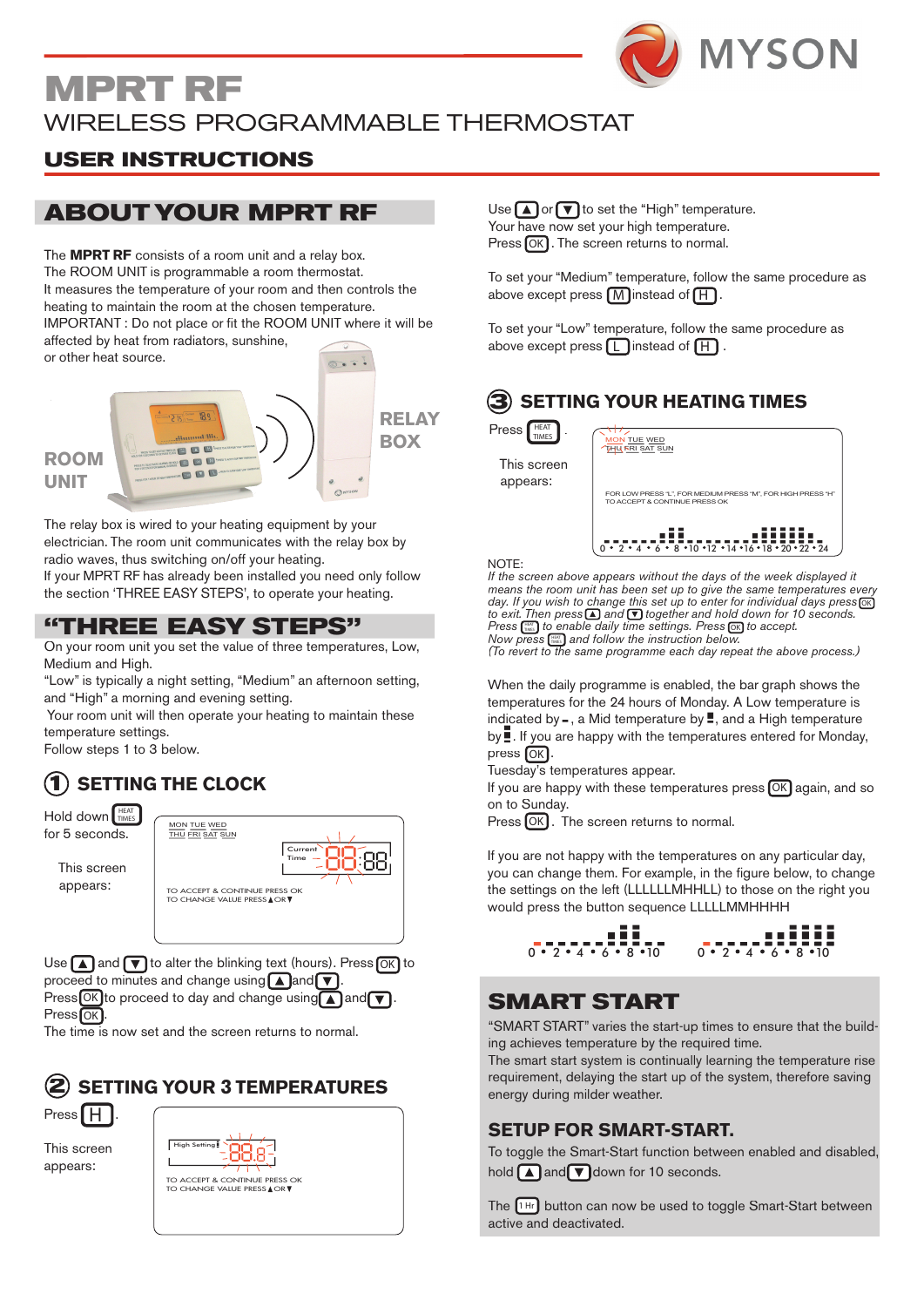MYSON

# MPRT RF

## WIRELESS PROGRAMMABLE THERMOSTAT

## USER INSTRUCTIONS

## ABOUT YOUR MPRT RF

The **MPRT RF** consists of a room unit and a relay box.
The ROOM UNIT is programmable a room thermostat.
It measures the temperature of your room and then controls the heating to maintain the room at the chosen temperature.
IMPORTANT : Do not place or fit the ROOM UNIT where it will be affected by heat from radiators, sunshine, or other heat source.

ROOM UNIT

RELAY BOX

The relay box is wired to your heating equipment by your electrician. The room unit communicates with the relay box by radio waves, thus switching on/off your heating.
If your MPRT RF has already been installed you need only follow the section 'THREE EASY STEPS', to operate your heating.

## "THREE EASY STEPS"

On your room unit you set the value of three temperatures, Low, Medium and High.
"Low" is typically a night setting, "Medium" an afternoon setting, and "High" a morning and evening setting.
Your room unit will then operate your heating to maintain these temperature settings.
Follow steps 1 to 3 below.

### 1 SETTING THE CLOCK

Hold down [HEAT TIMES] for 5 seconds.

This screen appears:

MON TUE WED THU FRI SAT SUN
Current Time 88:88
TO ACCEPT & CONTINUE PRESS OK
TO CHANGE VALUE PRESS ▲ OR ▼

Use [▲] and [▼] to alter the blinking text (hours). Press [OK] to proceed to minutes and change using [▲] and [▼].
Press [OK] to proceed to day and change using [▲] and [▼].
Press [OK].
The time is now set and the screen returns to normal.

### 2 SETTING YOUR 3 TEMPERATURES

Press [H].

This screen appears:

High Setting 88.8
TO ACCEPT & CONTINUE PRESS OK
TO CHANGE VALUE PRESS ▲ OR ▼

Use [▲] or [▼] to set the "High" temperature.
Your have now set your high temperature.
Press [OK]. The screen returns to normal.

To set your "Medium" temperature, follow the same procedure as above except press [M] instead of [H].

To set your "Low" temperature, follow the same procedure as above except press [L] instead of [H].

### 3 SETTING YOUR HEATING TIMES

Press [HEAT TIMES].

This screen appears:

MON TUE WED THU FRI SAT SUN
FOR LOW PRESS "L", FOR MEDIUM PRESS "M", FOR HIGH PRESS "H"
TO ACCEPT & CONTINUE PRESS OK
0 • 2 • 4 • 6 • 8 •10 •12 •14 •16 •18 •20 •22 •24

NOTE:
*If the screen above appears without the days of the week displayed it means the room unit has been set up to give the same temperatures every day. If you wish to change this set up to enter for individual days press [OK] to exit. Then press [▲] and [▼] together and hold down for 10 seconds.*
*Press [HEAT TIMES] to enable daily time settings. Press [OK] to accept.*
*Now press [HEAT TIMES] and follow the instruction below.*
*(To revert to the same programme each day repeat the above process.)*

When the daily programme is enabled, the bar graph shows the temperatures for the 24 hours of Monday. A Low temperature is indicated by ▬, a Mid temperature by ▮, and a High temperature by ▮. If you are happy with the temperatures entered for Monday, press [OK].
Tuesday's temperatures appear.
If you are happy with these temperatures press [OK] again, and so on to Sunday.
Press [OK]. The screen returns to normal.

If you are not happy with the temperatures on any particular day, you can change them. For example, in the figure below, to change the settings on the left (LLLLLLMHHLL) to those on the right you would press the button sequence LLLLLMMHHHH

0 • 2 • 4 • 6 • 8 •10 0 • 2 • 4 • 6 • 8 •10

## SMART START

"SMART START" varies the start-up times to ensure that the building achieves temperature by the required time.
The smart start system is continually learning the temperature rise requirement, delaying the start up of the system, therefore saving energy during milder weather.

### SETUP FOR SMART-START.

To toggle the Smart-Start function between enabled and disabled, hold [▲] and [▼] down for 10 seconds.

The [1 Hr] button can now be used to toggle Smart-Start between active and deactivated.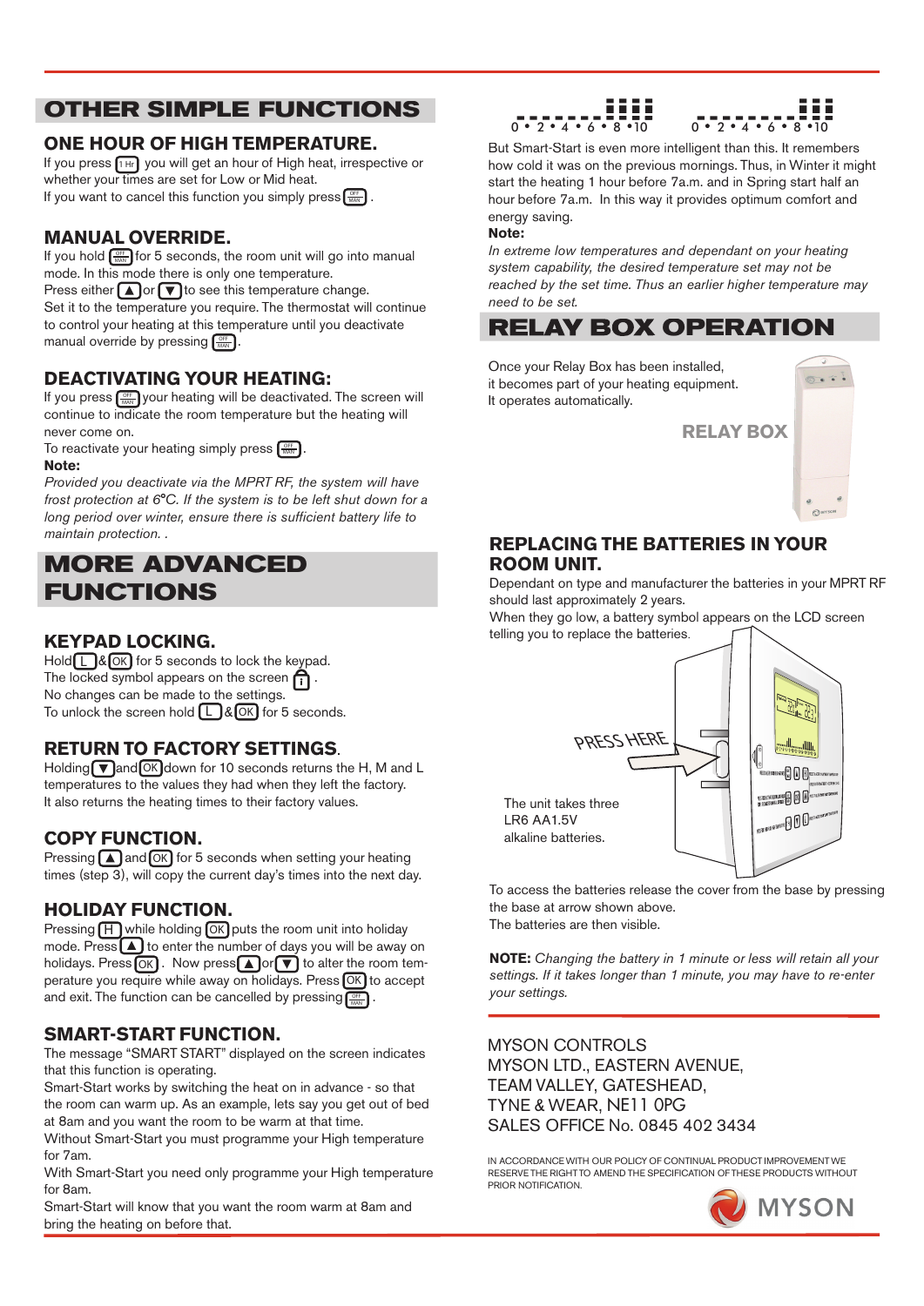# OTHER SIMPLE FUNCTIONS

## ONE HOUR OF HIGH TEMPERATURE.

If you press [1 Hr] you will get an hour of High heat, irrespective or whether your times are set for Low or Mid heat.
If you want to cancel this function you simply press [OFF MAN].

## MANUAL OVERRIDE.

If you hold [OFF MAN] for 5 seconds, the room unit will go into manual mode. In this mode there is only one temperature.
Press either [▲] or [▼] to see this temperature change.
Set it to the temperature you require. The thermostat will continue to control your heating at this temperature until you deactivate manual override by pressing [OFF MAN].

## DEACTIVATING YOUR HEATING:

If you press [OFF MAN] your heating will be deactivated. The screen will continue to indicate the room temperature but the heating will never come on.
To reactivate your heating simply press [OFF MAN].

**Note:**

*Provided you deactivate via the MPRT RF, the system will have frost protection at 6°C. If the system is to be left shut down for a long period over winter, ensure there is sufficient battery life to maintain protection. .*

# MORE ADVANCED FUNCTIONS

## KEYPAD LOCKING.

Hold [L] & [OK] for 5 seconds to lock the keypad.
The locked symbol appears on the screen.
No changes can be made to the settings.
To unlock the screen hold [L] & [OK] for 5 seconds.

## RETURN TO FACTORY SETTINGS.

Holding [▼] and [OK] down for 10 seconds returns the H, M and L temperatures to the values they had when they left the factory.
It also returns the heating times to their factory values.

## COPY FUNCTION.

Pressing [▲] and [OK] for 5 seconds when setting your heating times (step 3), will copy the current day's times into the next day.

## HOLIDAY FUNCTION.

Pressing [H] while holding [OK] puts the room unit into holiday mode. Press [▲] to enter the number of days you will be away on holidays. Press [OK]. Now press [▲] or [▼] to alter the room temperature you require while away on holidays. Press [OK] to accept and exit. The function can be cancelled by pressing [OFF MAN].

## SMART-START FUNCTION.

The message "SMART START" displayed on the screen indicates that this function is operating.
Smart-Start works by switching the heat on in advance - so that the room can warm up. As an example, lets say you get out of bed at 8am and you want the room to be warm at that time.
Without Smart-Start you must programme your High temperature for 7am.
With Smart-Start you need only programme your High temperature for 8am.
Smart-Start will know that you want the room warm at 8am and bring the heating on before that.

0 • 2 • 4 • 6 • 8 •10

0 • 2 • 4 • 6 • 8 •10

But Smart-Start is even more intelligent than this. It remembers how cold it was on the previous mornings. Thus, in Winter it might start the heating 1 hour before 7a.m. and in Spring start half an hour before 7a.m. In this way it provides optimum comfort and energy saving.

**Note:**

*In extreme low temperatures and dependant on your heating system capability, the desired temperature set may not be reached by the set time. Thus an earlier higher temperature may need to be set.*

# RELAY BOX OPERATION

Once your Relay Box has been installed, it becomes part of your heating equipment. It operates automatically.

RELAY BOX

## REPLACING THE BATTERIES IN YOUR ROOM UNIT.

Dependant on type and manufacturer the batteries in your MPRT RF should last approximately 2 years.
When they go low, a battery symbol appears on the LCD screen telling you to replace the batteries.

PRESS HERE

The unit takes three LR6 AA1.5V alkaline batteries.

To access the batteries release the cover from the base by pressing the base at arrow shown above.
The batteries are then visible.

**NOTE:** *Changing the battery in 1 minute or less will retain all your settings. If it takes longer than 1 minute, you may have to re-enter your settings.*

MYSON CONTROLS
MYSON LTD., EASTERN AVENUE,
TEAM VALLEY, GATESHEAD,
TYNE & WEAR, NE11 0PG
SALES OFFICE No. 0845 402 3434

IN ACCORDANCE WITH OUR POLICY OF CONTINUAL PRODUCT IMPROVEMENT WE RESERVE THE RIGHT TO AMEND THE SPECIFICATION OF THESE PRODUCTS WITHOUT PRIOR NOTIFICATION.

MYSON